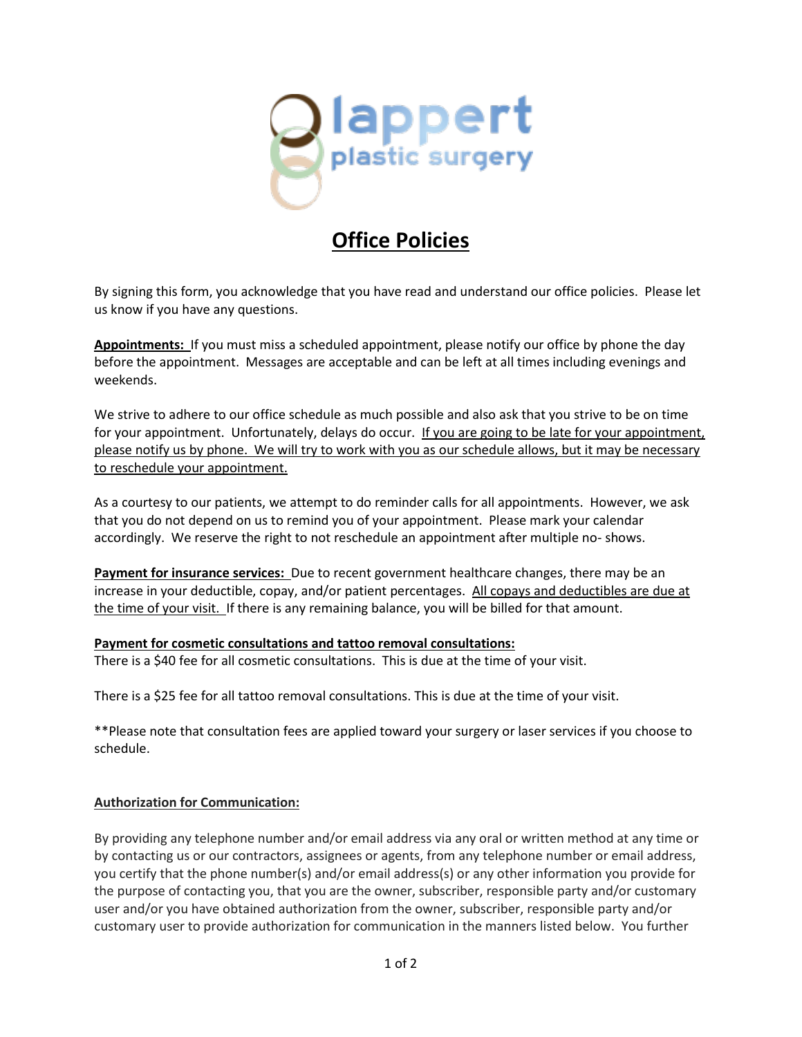lappert plastic surgery

# Office Policies

By signing this form, you acknowledge that you have read and understand our office policies. Please let us know if you have any questions.

**Appointments:** If you must miss a scheduled appointment, please notify our office by phone the day before the appointment. Messages are acceptable and can be left at all times including evenings and weekends.

We strive to adhere to our office schedule as much possible and also ask that you strive to be on time for your appointment. Unfortunately, delays do occur. If you are going to be late for your appointment, please notify us by phone. We will try to work with you as our schedule allows, but it may be necessary to reschedule your appointment.

As a courtesy to our patients, we attempt to do reminder calls for all appointments. However, we ask that you do not depend on us to remind you of your appointment. Please mark your calendar accordingly. We reserve the right to not reschedule an appointment after multiple no- shows.

**Payment for insurance services:** Due to recent government healthcare changes, there may be an increase in your deductible, copay, and/or patient percentages. All copays and deductibles are due at the time of your visit. If there is any remaining balance, you will be billed for that amount.

**Payment for cosmetic consultations and tattoo removal consultations:**
There is a $40 fee for all cosmetic consultations. This is due at the time of your visit.

There is a $25 fee for all tattoo removal consultations. This is due at the time of your visit.

**Please note that consultation fees are applied toward your surgery or laser services if you choose to schedule.

**Authorization for Communication:**

By providing any telephone number and/or email address via any oral or written method at any time or by contacting us or our contractors, assignees or agents, from any telephone number or email address, you certify that the phone number(s) and/or email address(s) or any other information you provide for the purpose of contacting you, that you are the owner, subscriber, responsible party and/or customary user and/or you have obtained authorization from the owner, subscriber, responsible party and/or customary user to provide authorization for communication in the manners listed below. You further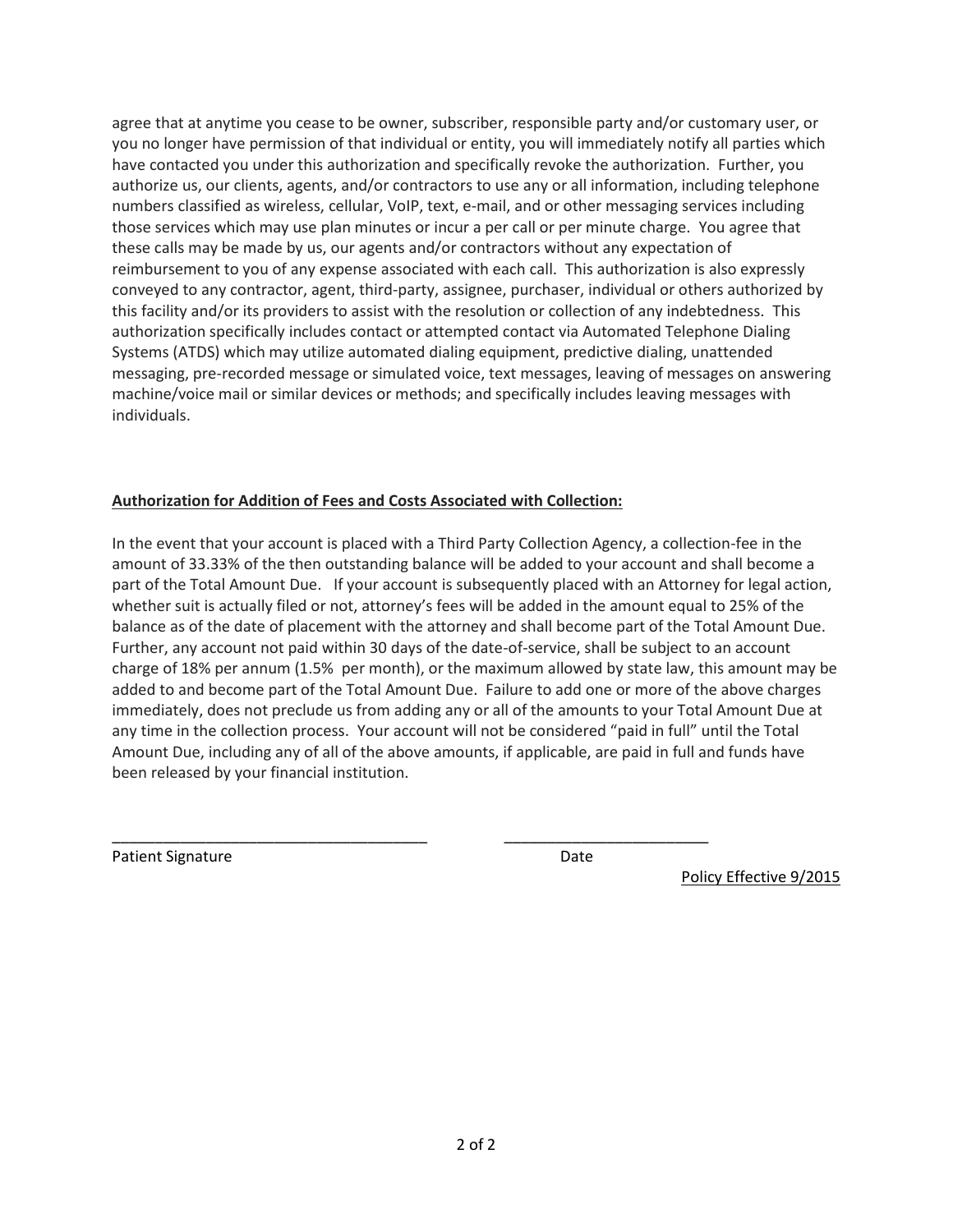agree that at anytime you cease to be owner, subscriber, responsible party and/or customary user, or you no longer have permission of that individual or entity, you will immediately notify all parties which have contacted you under this authorization and specifically revoke the authorization. Further, you authorize us, our clients, agents, and/or contractors to use any or all information, including telephone numbers classified as wireless, cellular, VoIP, text, e-mail, and or other messaging services including those services which may use plan minutes or incur a per call or per minute charge. You agree that these calls may be made by us, our agents and/or contractors without any expectation of reimbursement to you of any expense associated with each call. This authorization is also expressly conveyed to any contractor, agent, third-party, assignee, purchaser, individual or others authorized by this facility and/or its providers to assist with the resolution or collection of any indebtedness. This authorization specifically includes contact or attempted contact via Automated Telephone Dialing Systems (ATDS) which may utilize automated dialing equipment, predictive dialing, unattended messaging, pre-recorded message or simulated voice, text messages, leaving of messages on answering machine/voice mail or similar devices or methods; and specifically includes leaving messages with individuals.

**Authorization for Addition of Fees and Costs Associated with Collection:**

In the event that your account is placed with a Third Party Collection Agency, a collection-fee in the amount of 33.33% of the then outstanding balance will be added to your account and shall become a part of the Total Amount Due. If your account is subsequently placed with an Attorney for legal action, whether suit is actually filed or not, attorney's fees will be added in the amount equal to 25% of the balance as of the date of placement with the attorney and shall become part of the Total Amount Due. Further, any account not paid within 30 days of the date-of-service, shall be subject to an account charge of 18% per annum (1.5% per month), or the maximum allowed by state law, this amount may be added to and become part of the Total Amount Due. Failure to add one or more of the above charges immediately, does not preclude us from adding any or all of the amounts to your Total Amount Due at any time in the collection process. Your account will not be considered "paid in full" until the Total Amount Due, including any of all of the above amounts, if applicable, are paid in full and funds have been released by your financial institution.

_____________________________________ ________________________

Patient Signature Date

Policy Effective 9/2015